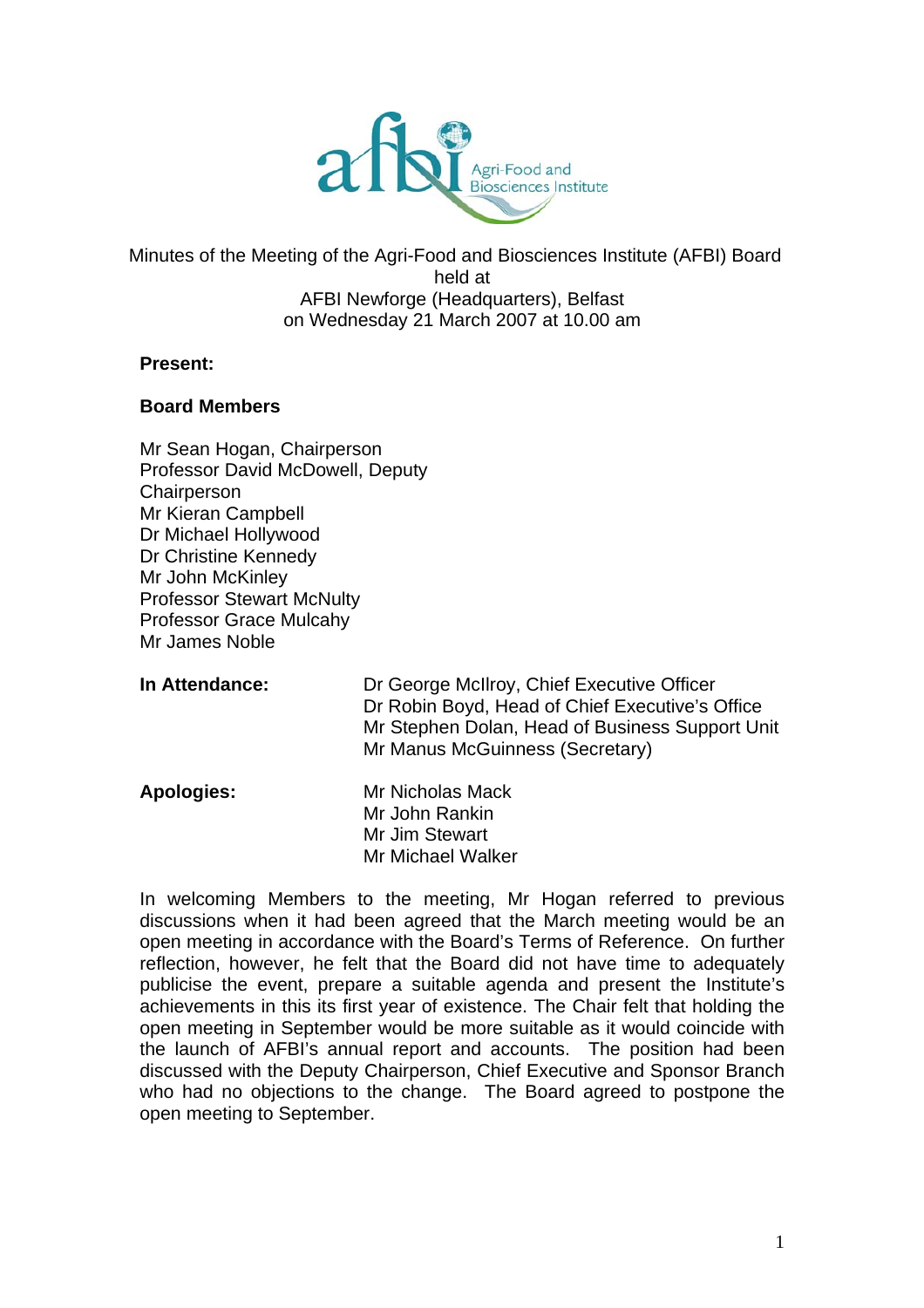Minutes of the Meeting of the Agri-Food and Biosciences Institute (AFBI) Board held at AFBI Newforge (Headquarters), Belfast on Wednesday 21 March 2007 at 10.00 am

**Present:**

**Board Members**

Mr Sean Hogan, Chairperson
Professor David McDowell, Deputy Chairperson
Mr Kieran Campbell
Dr Michael Hollywood
Dr Christine Kennedy
Mr John McKinley
Professor Stewart McNulty
Professor Grace Mulcahy
Mr James Noble

**In Attendance:**

Dr George McIlroy, Chief Executive Officer
Dr Robin Boyd, Head of Chief Executive's Office
Mr Stephen Dolan, Head of Business Support Unit
Mr Manus McGuinness (Secretary)

**Apologies:**

Mr Nicholas Mack
Mr John Rankin
Mr Jim Stewart
Mr Michael Walker

In welcoming Members to the meeting, Mr Hogan referred to previous discussions when it had been agreed that the March meeting would be an open meeting in accordance with the Board's Terms of Reference. On further reflection, however, he felt that the Board did not have time to adequately publicise the event, prepare a suitable agenda and present the Institute's achievements in this its first year of existence. The Chair felt that holding the open meeting in September would be more suitable as it would coincide with the launch of AFBI's annual report and accounts. The position had been discussed with the Deputy Chairperson, Chief Executive and Sponsor Branch who had no objections to the change. The Board agreed to postpone the open meeting to September.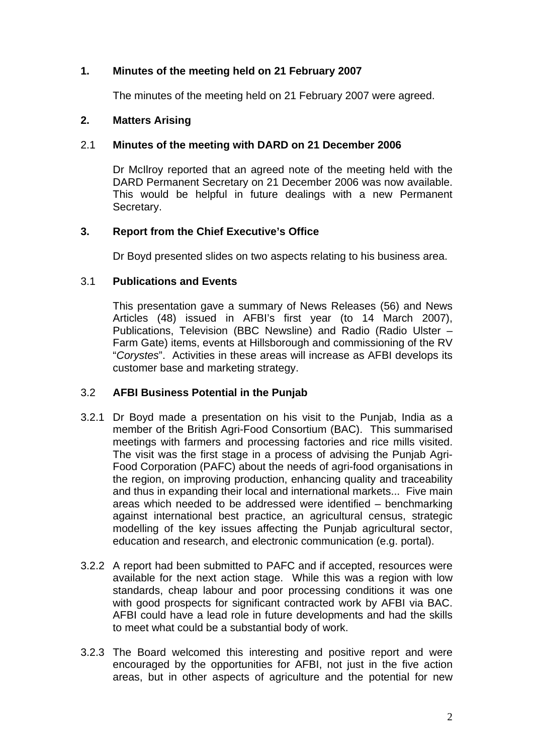## 1. Minutes of the meeting held on 21 February 2007

The minutes of the meeting held on 21 February 2007 were agreed.

## 2. Matters Arising

### 2.1 Minutes of the meeting with DARD on 21 December 2006

Dr McIlroy reported that an agreed note of the meeting held with the DARD Permanent Secretary on 21 December 2006 was now available. This would be helpful in future dealings with a new Permanent Secretary.

## 3. Report from the Chief Executive's Office

Dr Boyd presented slides on two aspects relating to his business area.

### 3.1 Publications and Events

This presentation gave a summary of News Releases (56) and News Articles (48) issued in AFBI's first year (to 14 March 2007), Publications, Television (BBC Newsline) and Radio (Radio Ulster – Farm Gate) items, events at Hillsborough and commissioning of the RV "*Corystes*". Activities in these areas will increase as AFBI develops its customer base and marketing strategy.

### 3.2 AFBI Business Potential in the Punjab

3.2.1 Dr Boyd made a presentation on his visit to the Punjab, India as a member of the British Agri-Food Consortium (BAC). This summarised meetings with farmers and processing factories and rice mills visited. The visit was the first stage in a process of advising the Punjab Agri-Food Corporation (PAFC) about the needs of agri-food organisations in the region, on improving production, enhancing quality and traceability and thus in expanding their local and international markets... Five main areas which needed to be addressed were identified – benchmarking against international best practice, an agricultural census, strategic modelling of the key issues affecting the Punjab agricultural sector, education and research, and electronic communication (e.g. portal).

3.2.2 A report had been submitted to PAFC and if accepted, resources were available for the next action stage. While this was a region with low standards, cheap labour and poor processing conditions it was one with good prospects for significant contracted work by AFBI via BAC. AFBI could have a lead role in future developments and had the skills to meet what could be a substantial body of work.

3.2.3 The Board welcomed this interesting and positive report and were encouraged by the opportunities for AFBI, not just in the five action areas, but in other aspects of agriculture and the potential for new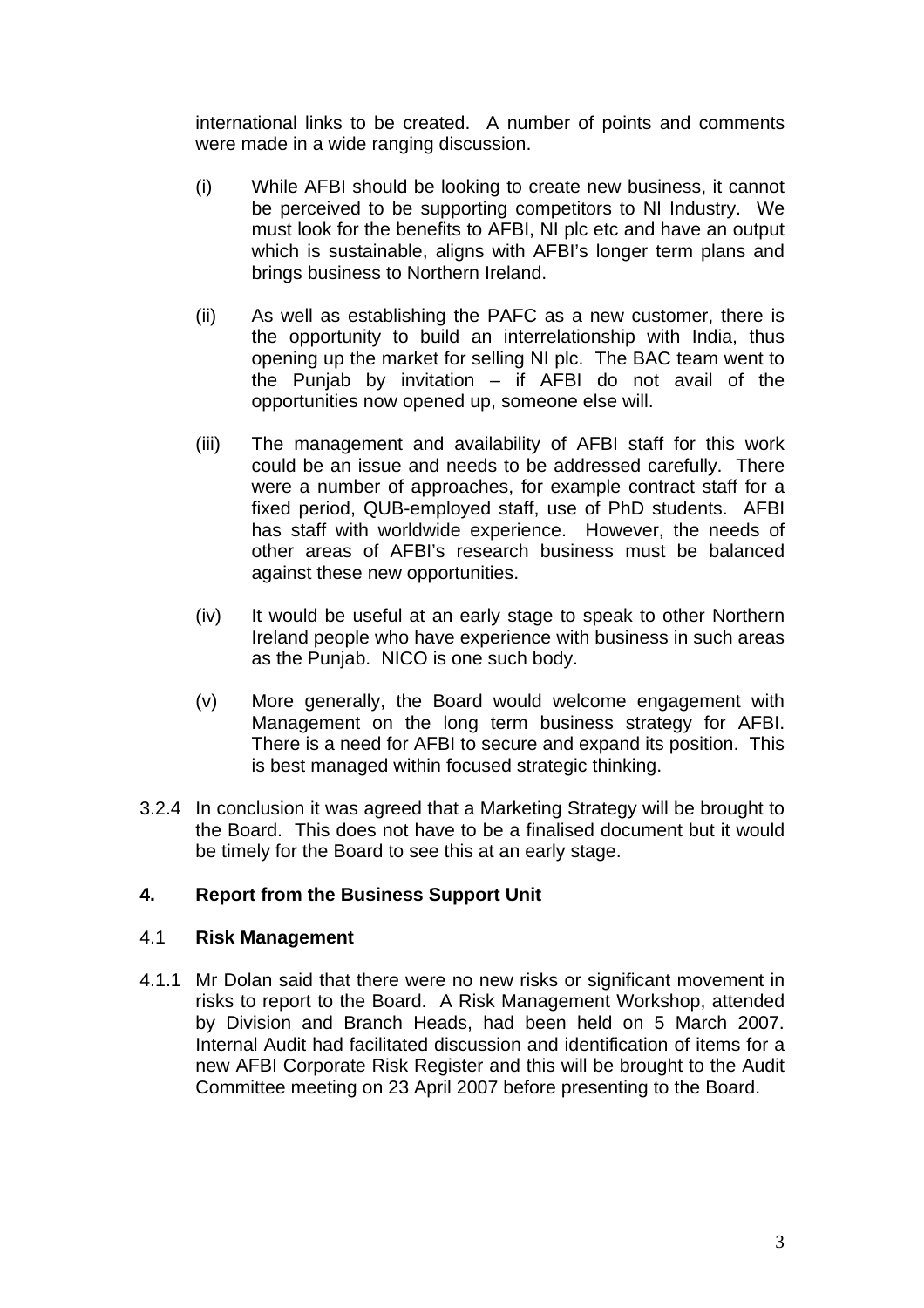international links to be created. A number of points and comments were made in a wide ranging discussion.

(i) While AFBI should be looking to create new business, it cannot be perceived to be supporting competitors to NI Industry. We must look for the benefits to AFBI, NI plc etc and have an output which is sustainable, aligns with AFBI's longer term plans and brings business to Northern Ireland.

(ii) As well as establishing the PAFC as a new customer, there is the opportunity to build an interrelationship with India, thus opening up the market for selling NI plc. The BAC team went to the Punjab by invitation – if AFBI do not avail of the opportunities now opened up, someone else will.

(iii) The management and availability of AFBI staff for this work could be an issue and needs to be addressed carefully. There were a number of approaches, for example contract staff for a fixed period, QUB-employed staff, use of PhD students. AFBI has staff with worldwide experience. However, the needs of other areas of AFBI's research business must be balanced against these new opportunities.

(iv) It would be useful at an early stage to speak to other Northern Ireland people who have experience with business in such areas as the Punjab. NICO is one such body.

(v) More generally, the Board would welcome engagement with Management on the long term business strategy for AFBI. There is a need for AFBI to secure and expand its position. This is best managed within focused strategic thinking.

3.2.4 In conclusion it was agreed that a Marketing Strategy will be brought to the Board. This does not have to be a finalised document but it would be timely for the Board to see this at an early stage.

## 4. Report from the Business Support Unit

### 4.1 Risk Management

4.1.1 Mr Dolan said that there were no new risks or significant movement in risks to report to the Board. A Risk Management Workshop, attended by Division and Branch Heads, had been held on 5 March 2007. Internal Audit had facilitated discussion and identification of items for a new AFBI Corporate Risk Register and this will be brought to the Audit Committee meeting on 23 April 2007 before presenting to the Board.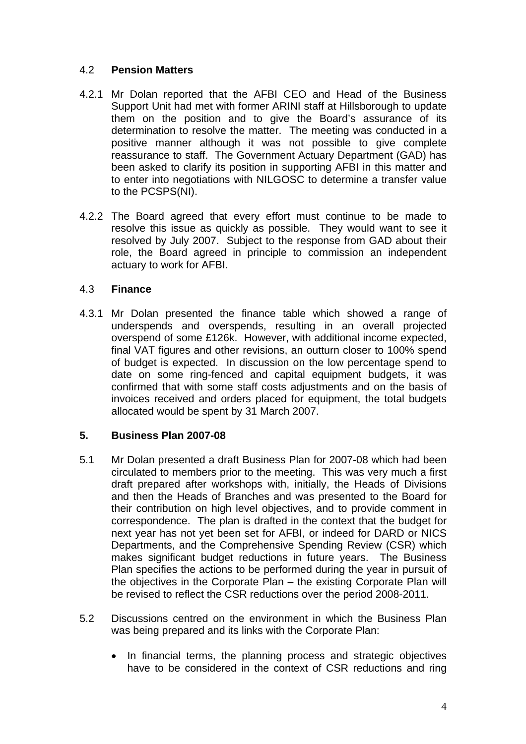### 4.2 **Pension Matters**

4.2.1 Mr Dolan reported that the AFBI CEO and Head of the Business Support Unit had met with former ARINI staff at Hillsborough to update them on the position and to give the Board's assurance of its determination to resolve the matter. The meeting was conducted in a positive manner although it was not possible to give complete reassurance to staff. The Government Actuary Department (GAD) has been asked to clarify its position in supporting AFBI in this matter and to enter into negotiations with NILGOSC to determine a transfer value to the PCSPS(NI).

4.2.2 The Board agreed that every effort must continue to be made to resolve this issue as quickly as possible. They would want to see it resolved by July 2007. Subject to the response from GAD about their role, the Board agreed in principle to commission an independent actuary to work for AFBI.

### 4.3 **Finance**

4.3.1 Mr Dolan presented the finance table which showed a range of underspends and overspends, resulting in an overall projected overspend of some £126k. However, with additional income expected, final VAT figures and other revisions, an outturn closer to 100% spend of budget is expected. In discussion on the low percentage spend to date on some ring-fenced and capital equipment budgets, it was confirmed that with some staff costs adjustments and on the basis of invoices received and orders placed for equipment, the total budgets allocated would be spent by 31 March 2007.

## **5. Business Plan 2007-08**

5.1 Mr Dolan presented a draft Business Plan for 2007-08 which had been circulated to members prior to the meeting. This was very much a first draft prepared after workshops with, initially, the Heads of Divisions and then the Heads of Branches and was presented to the Board for their contribution on high level objectives, and to provide comment in correspondence. The plan is drafted in the context that the budget for next year has not yet been set for AFBI, or indeed for DARD or NICS Departments, and the Comprehensive Spending Review (CSR) which makes significant budget reductions in future years. The Business Plan specifies the actions to be performed during the year in pursuit of the objectives in the Corporate Plan – the existing Corporate Plan will be revised to reflect the CSR reductions over the period 2008-2011.

5.2 Discussions centred on the environment in which the Business Plan was being prepared and its links with the Corporate Plan:

- In financial terms, the planning process and strategic objectives have to be considered in the context of CSR reductions and ring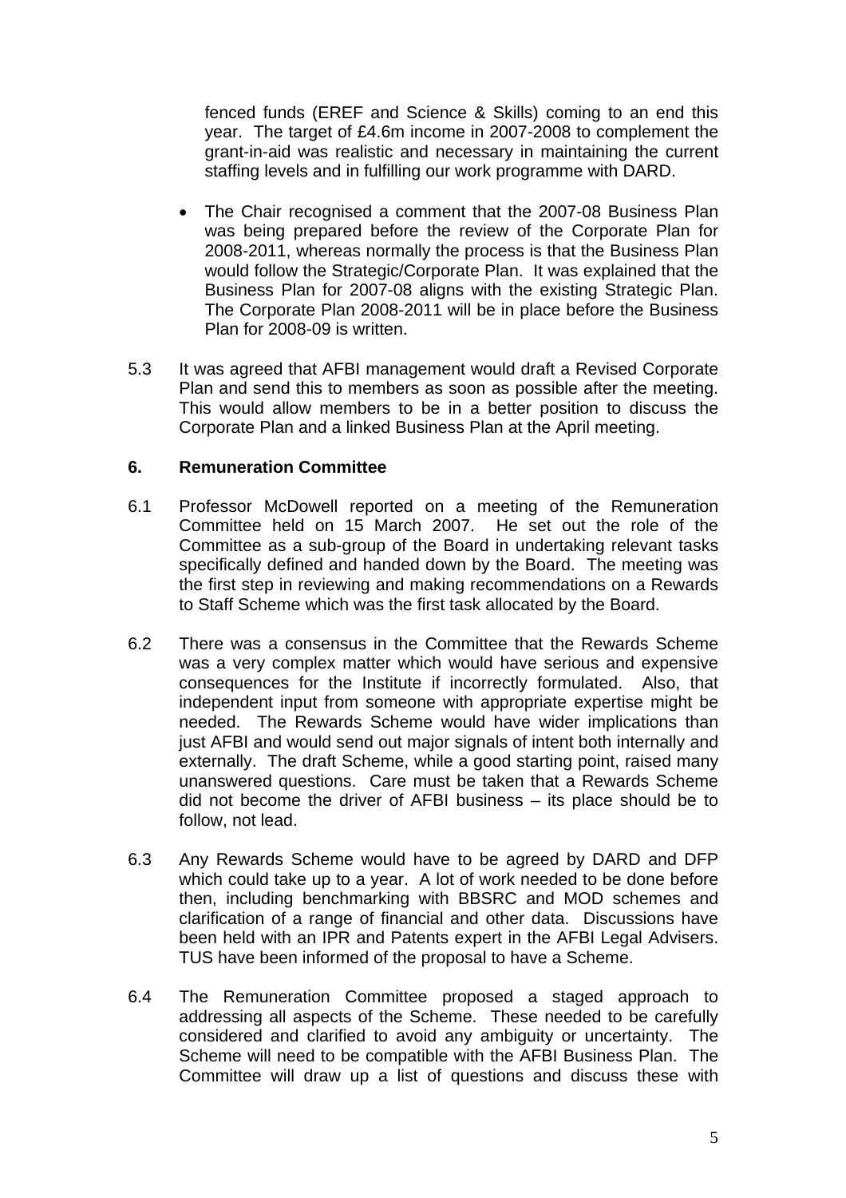fenced funds (EREF and Science & Skills) coming to an end this year. The target of £4.6m income in 2007-2008 to complement the grant-in-aid was realistic and necessary in maintaining the current staffing levels and in fulfilling our work programme with DARD.

- The Chair recognised a comment that the 2007-08 Business Plan was being prepared before the review of the Corporate Plan for 2008-2011, whereas normally the process is that the Business Plan would follow the Strategic/Corporate Plan. It was explained that the Business Plan for 2007-08 aligns with the existing Strategic Plan. The Corporate Plan 2008-2011 will be in place before the Business Plan for 2008-09 is written.

5.3 It was agreed that AFBI management would draft a Revised Corporate Plan and send this to members as soon as possible after the meeting. This would allow members to be in a better position to discuss the Corporate Plan and a linked Business Plan at the April meeting.

## 6. Remuneration Committee

6.1 Professor McDowell reported on a meeting of the Remuneration Committee held on 15 March 2007. He set out the role of the Committee as a sub-group of the Board in undertaking relevant tasks specifically defined and handed down by the Board. The meeting was the first step in reviewing and making recommendations on a Rewards to Staff Scheme which was the first task allocated by the Board.

6.2 There was a consensus in the Committee that the Rewards Scheme was a very complex matter which would have serious and expensive consequences for the Institute if incorrectly formulated. Also, that independent input from someone with appropriate expertise might be needed. The Rewards Scheme would have wider implications than just AFBI and would send out major signals of intent both internally and externally. The draft Scheme, while a good starting point, raised many unanswered questions. Care must be taken that a Rewards Scheme did not become the driver of AFBI business – its place should be to follow, not lead.

6.3 Any Rewards Scheme would have to be agreed by DARD and DFP which could take up to a year. A lot of work needed to be done before then, including benchmarking with BBSRC and MOD schemes and clarification of a range of financial and other data. Discussions have been held with an IPR and Patents expert in the AFBI Legal Advisers. TUS have been informed of the proposal to have a Scheme.

6.4 The Remuneration Committee proposed a staged approach to addressing all aspects of the Scheme. These needed to be carefully considered and clarified to avoid any ambiguity or uncertainty. The Scheme will need to be compatible with the AFBI Business Plan. The Committee will draw up a list of questions and discuss these with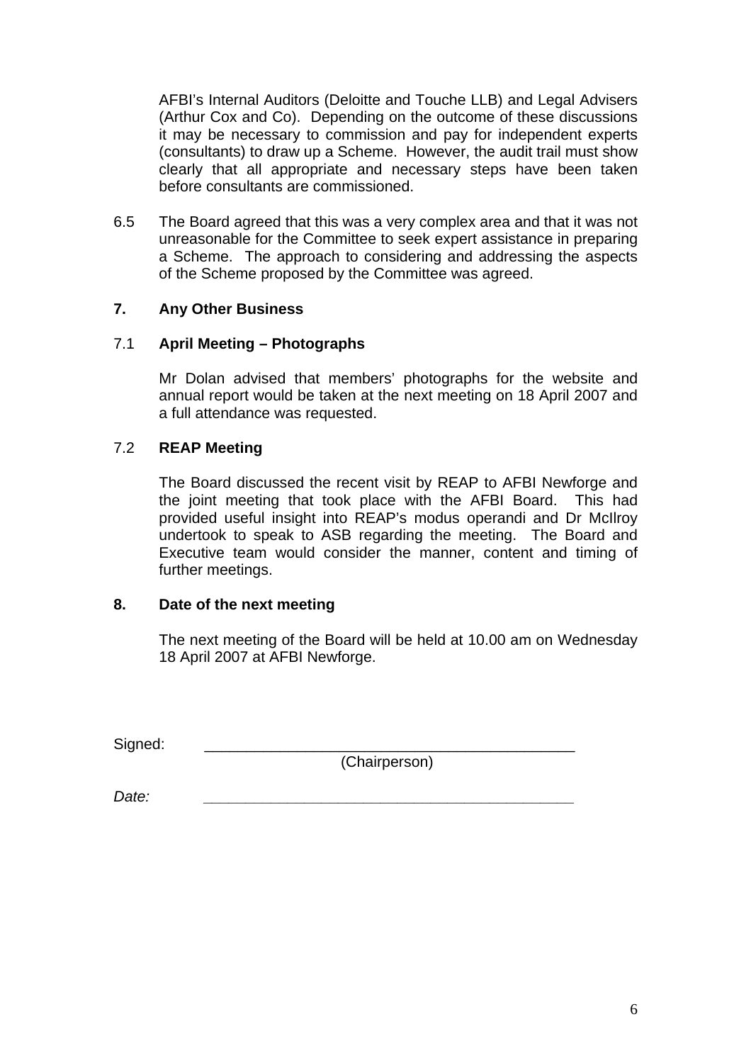AFBI's Internal Auditors (Deloitte and Touche LLB) and Legal Advisers (Arthur Cox and Co). Depending on the outcome of these discussions it may be necessary to commission and pay for independent experts (consultants) to draw up a Scheme. However, the audit trail must show clearly that all appropriate and necessary steps have been taken before consultants are commissioned.

6.5 The Board agreed that this was a very complex area and that it was not unreasonable for the Committee to seek expert assistance in preparing a Scheme. The approach to considering and addressing the aspects of the Scheme proposed by the Committee was agreed.

## 7. Any Other Business

### 7.1 April Meeting – Photographs

Mr Dolan advised that members' photographs for the website and annual report would be taken at the next meeting on 18 April 2007 and a full attendance was requested.

### 7.2 REAP Meeting

The Board discussed the recent visit by REAP to AFBI Newforge and the joint meeting that took place with the AFBI Board. This had provided useful insight into REAP's modus operandi and Dr McIlroy undertook to speak to ASB regarding the meeting. The Board and Executive team would consider the manner, content and timing of further meetings.

## 8. Date of the next meeting

The next meeting of the Board will be held at 10.00 am on Wednesday 18 April 2007 at AFBI Newforge.

Signed: ____________________________________________
(Chairperson)

*Date:* ____________________________________________